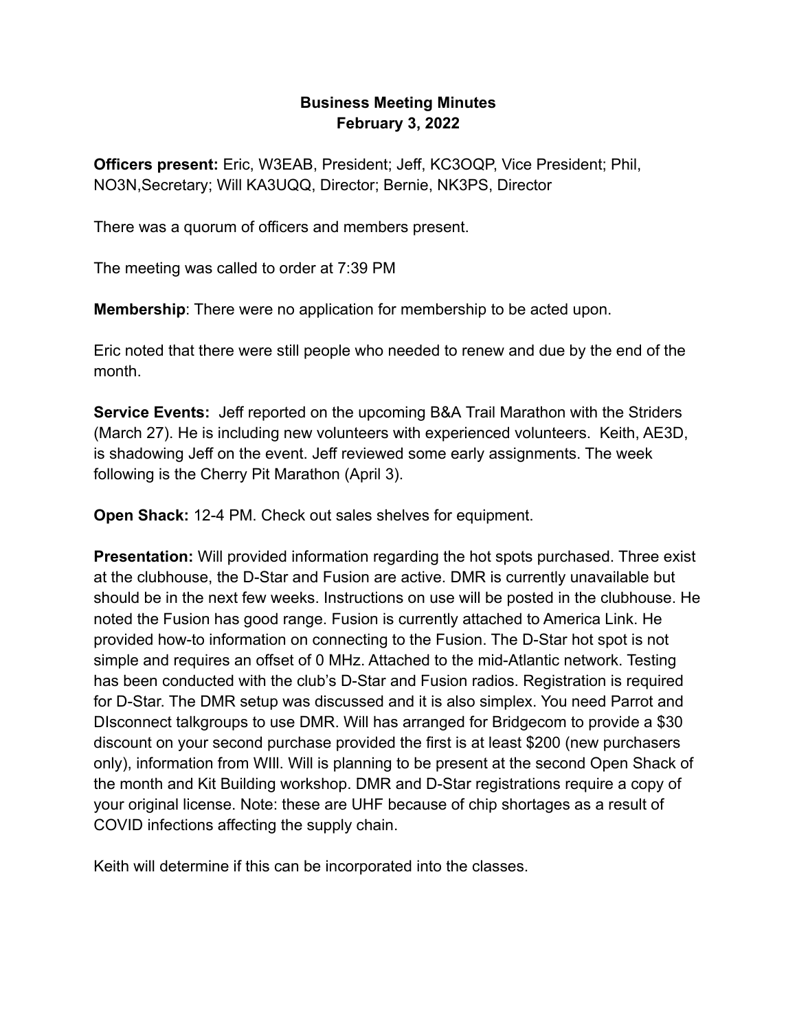**Business Meeting Minutes**
**February 3, 2022**

**Officers present:** Eric, W3EAB, President; Jeff, KC3OQP, Vice President; Phil, NO3N,Secretary; Will KA3UQQ, Director; Bernie, NK3PS, Director

There was a quorum of officers and members present.

The meeting was called to order at 7:39 PM

**Membership**: There were no application for membership to be acted upon.

Eric noted that there were still people who needed to renew and due by the end of the month.

**Service Events:** Jeff reported on the upcoming B&A Trail Marathon with the Striders (March 27). He is including new volunteers with experienced volunteers. Keith, AE3D, is shadowing Jeff on the event. Jeff reviewed some early assignments. The week following is the Cherry Pit Marathon (April 3).

**Open Shack:** 12-4 PM. Check out sales shelves for equipment.

**Presentation:** Will provided information regarding the hot spots purchased. Three exist at the clubhouse, the D-Star and Fusion are active. DMR is currently unavailable but should be in the next few weeks. Instructions on use will be posted in the clubhouse. He noted the Fusion has good range. Fusion is currently attached to America Link. He provided how-to information on connecting to the Fusion. The D-Star hot spot is not simple and requires an offset of 0 MHz. Attached to the mid-Atlantic network. Testing has been conducted with the club's D-Star and Fusion radios. Registration is required for D-Star. The DMR setup was discussed and it is also simplex. You need Parrot and DIsconnect talkgroups to use DMR. Will has arranged for Bridgecom to provide a $30 discount on your second purchase provided the first is at least $200 (new purchasers only), information from WIll. Will is planning to be present at the second Open Shack of the month and Kit Building workshop. DMR and D-Star registrations require a copy of your original license. Note: these are UHF because of chip shortages as a result of COVID infections affecting the supply chain.

Keith will determine if this can be incorporated into the classes.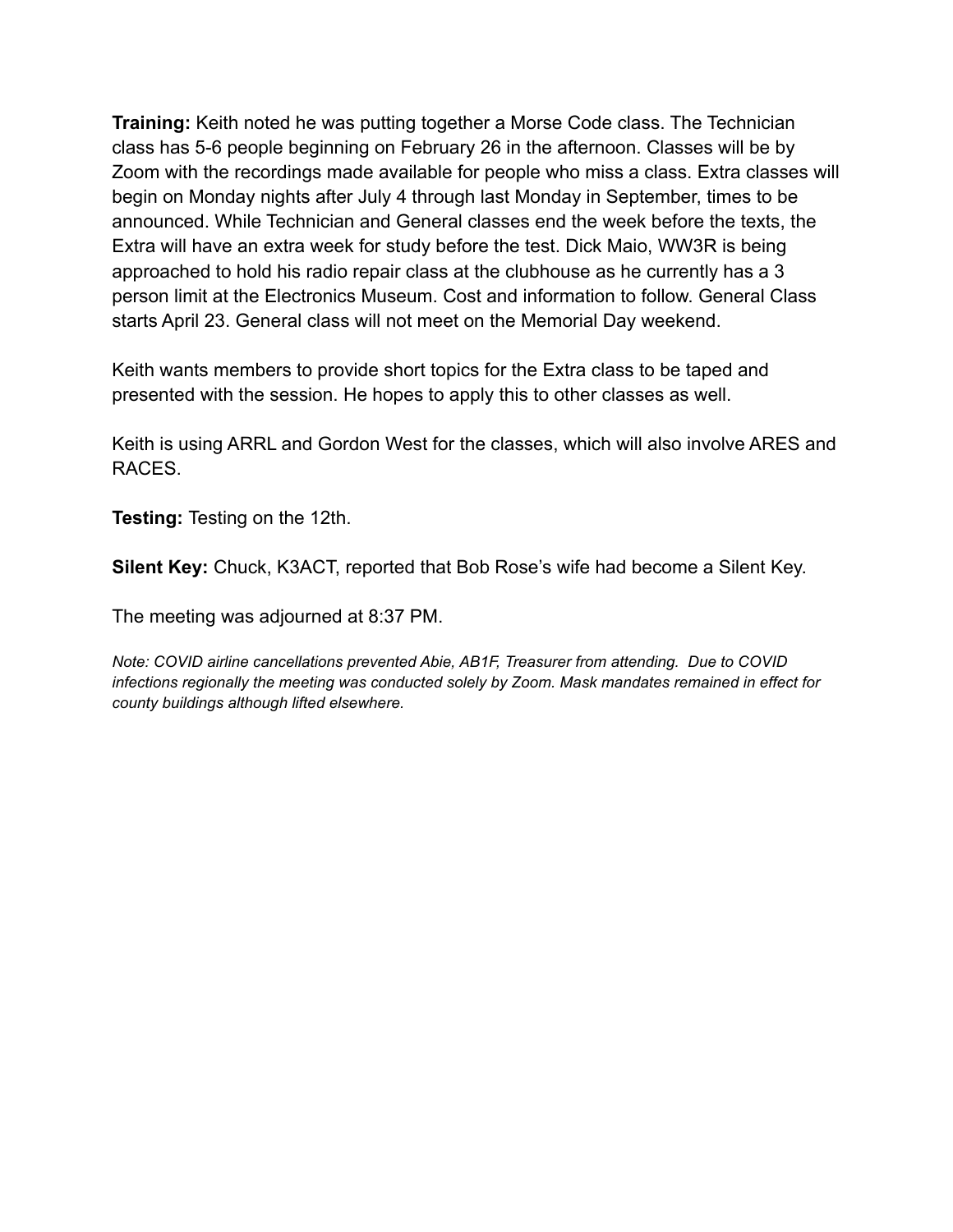**Training:** Keith noted he was putting together a Morse Code class. The Technician class has 5-6 people beginning on February 26 in the afternoon. Classes will be by Zoom with the recordings made available for people who miss a class. Extra classes will begin on Monday nights after July 4 through last Monday in September, times to be announced. While Technician and General classes end the week before the texts, the Extra will have an extra week for study before the test. Dick Maio, WW3R is being approached to hold his radio repair class at the clubhouse as he currently has a 3 person limit at the Electronics Museum. Cost and information to follow. General Class starts April 23. General class will not meet on the Memorial Day weekend.

Keith wants members to provide short topics for the Extra class to be taped and presented with the session. He hopes to apply this to other classes as well.

Keith is using ARRL and Gordon West for the classes, which will also involve ARES and RACES.

**Testing:** Testing on the 12th.

**Silent Key:** Chuck, K3ACT, reported that Bob Rose's wife had become a Silent Key.

The meeting was adjourned at 8:37 PM.

*Note: COVID airline cancellations prevented Abie, AB1F, Treasurer from attending. Due to COVID infections regionally the meeting was conducted solely by Zoom. Mask mandates remained in effect for county buildings although lifted elsewhere.*